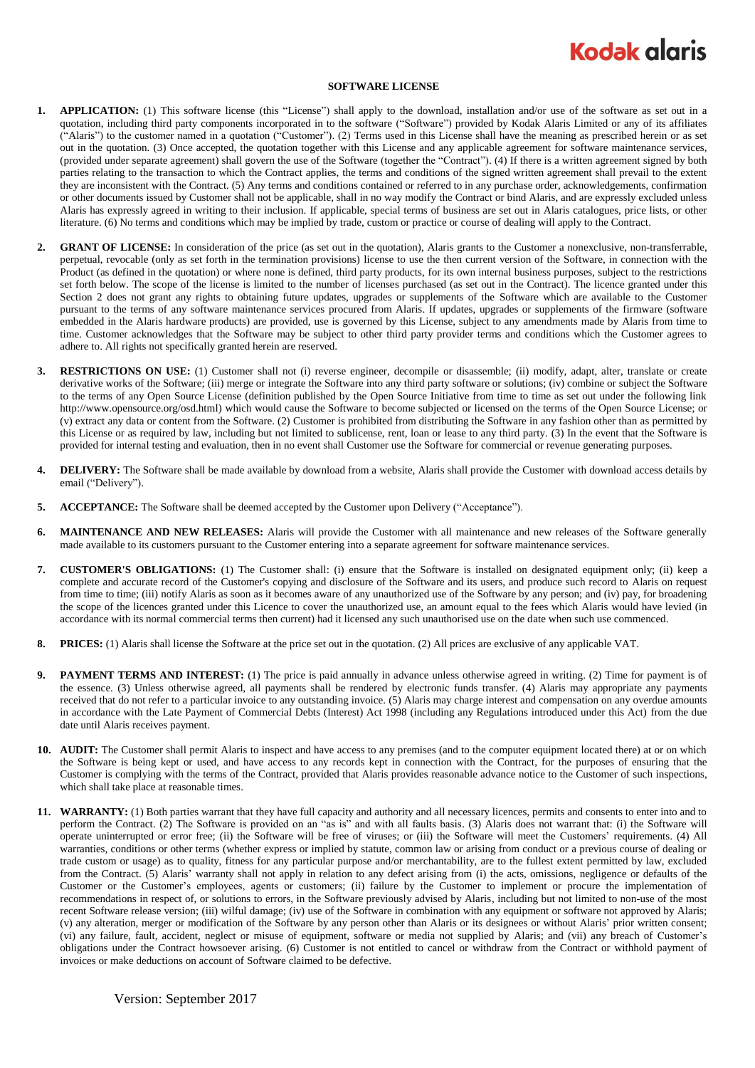Kodak alaris

# SOFTWARE LICENSE

**1. APPLICATION:** (1) This software license (this "License") shall apply to the download, installation and/or use of the software as set out in a quotation, including third party components incorporated in to the software ("Software") provided by Kodak Alaris Limited or any of its affiliates ("Alaris") to the customer named in a quotation ("Customer"). (2) Terms used in this License shall have the meaning as prescribed herein or as set out in the quotation. (3) Once accepted, the quotation together with this License and any applicable agreement for software maintenance services, (provided under separate agreement) shall govern the use of the Software (together the "Contract"). (4) If there is a written agreement signed by both parties relating to the transaction to which the Contract applies, the terms and conditions of the signed written agreement shall prevail to the extent they are inconsistent with the Contract. (5) Any terms and conditions contained or referred to in any purchase order, acknowledgements, confirmation or other documents issued by Customer shall not be applicable, shall in no way modify the Contract or bind Alaris, and are expressly excluded unless Alaris has expressly agreed in writing to their inclusion. If applicable, special terms of business are set out in Alaris catalogues, price lists, or other literature. (6) No terms and conditions which may be implied by trade, custom or practice or course of dealing will apply to the Contract.

**2. GRANT OF LICENSE:** In consideration of the price (as set out in the quotation), Alaris grants to the Customer a nonexclusive, non-transferrable, perpetual, revocable (only as set forth in the termination provisions) license to use the then current version of the Software, in connection with the Product (as defined in the quotation) or where none is defined, third party products, for its own internal business purposes, subject to the restrictions set forth below. The scope of the license is limited to the number of licenses purchased (as set out in the Contract). The licence granted under this Section 2 does not grant any rights to obtaining future updates, upgrades or supplements of the Software which are available to the Customer pursuant to the terms of any software maintenance services procured from Alaris. If updates, upgrades or supplements of the firmware (software embedded in the Alaris hardware products) are provided, use is governed by this License, subject to any amendments made by Alaris from time to time. Customer acknowledges that the Software may be subject to other third party provider terms and conditions which the Customer agrees to adhere to. All rights not specifically granted herein are reserved.

**3. RESTRICTIONS ON USE:** (1) Customer shall not (i) reverse engineer, decompile or disassemble; (ii) modify, adapt, alter, translate or create derivative works of the Software; (iii) merge or integrate the Software into any third party software or solutions; (iv) combine or subject the Software to the terms of any Open Source License (definition published by the Open Source Initiative from time to time as set out under the following link http://www.opensource.org/osd.html) which would cause the Software to become subjected or licensed on the terms of the Open Source License; or (v) extract any data or content from the Software. (2) Customer is prohibited from distributing the Software in any fashion other than as permitted by this License or as required by law, including but not limited to sublicense, rent, loan or lease to any third party. (3) In the event that the Software is provided for internal testing and evaluation, then in no event shall Customer use the Software for commercial or revenue generating purposes.

**4. DELIVERY:** The Software shall be made available by download from a website, Alaris shall provide the Customer with download access details by email ("Delivery").

**5. ACCEPTANCE:** The Software shall be deemed accepted by the Customer upon Delivery ("Acceptance").

**6. MAINTENANCE AND NEW RELEASES:** Alaris will provide the Customer with all maintenance and new releases of the Software generally made available to its customers pursuant to the Customer entering into a separate agreement for software maintenance services.

**7. CUSTOMER'S OBLIGATIONS:** (1) The Customer shall: (i) ensure that the Software is installed on designated equipment only; (ii) keep a complete and accurate record of the Customer's copying and disclosure of the Software and its users, and produce such record to Alaris on request from time to time; (iii) notify Alaris as soon as it becomes aware of any unauthorized use of the Software by any person; and (iv) pay, for broadening the scope of the licences granted under this Licence to cover the unauthorized use, an amount equal to the fees which Alaris would have levied (in accordance with its normal commercial terms then current) had it licensed any such unauthorised use on the date when such use commenced.

**8. PRICES:** (1) Alaris shall license the Software at the price set out in the quotation. (2) All prices are exclusive of any applicable VAT.

**9. PAYMENT TERMS AND INTEREST:** (1) The price is paid annually in advance unless otherwise agreed in writing. (2) Time for payment is of the essence. (3) Unless otherwise agreed, all payments shall be rendered by electronic funds transfer. (4) Alaris may appropriate any payments received that do not refer to a particular invoice to any outstanding invoice. (5) Alaris may charge interest and compensation on any overdue amounts in accordance with the Late Payment of Commercial Debts (Interest) Act 1998 (including any Regulations introduced under this Act) from the due date until Alaris receives payment.

**10. AUDIT:** The Customer shall permit Alaris to inspect and have access to any premises (and to the computer equipment located there) at or on which the Software is being kept or used, and have access to any records kept in connection with the Contract, for the purposes of ensuring that the Customer is complying with the terms of the Contract, provided that Alaris provides reasonable advance notice to the Customer of such inspections, which shall take place at reasonable times.

**11. WARRANTY:** (1) Both parties warrant that they have full capacity and authority and all necessary licences, permits and consents to enter into and to perform the Contract. (2) The Software is provided on an "as is" and with all faults basis. (3) Alaris does not warrant that: (i) the Software will operate uninterrupted or error free; (ii) the Software will be free of viruses; or (iii) the Software will meet the Customers' requirements. (4) All warranties, conditions or other terms (whether express or implied by statute, common law or arising from conduct or a previous course of dealing or trade custom or usage) as to quality, fitness for any particular purpose and/or merchantability, are to the fullest extent permitted by law, excluded from the Contract. (5) Alaris' warranty shall not apply in relation to any defect arising from (i) the acts, omissions, negligence or defaults of the Customer or the Customer's employees, agents or customers; (ii) failure by the Customer to implement or procure the implementation of recommendations in respect of, or solutions to errors, in the Software previously advised by Alaris, including but not limited to non-use of the most recent Software release version; (iii) wilful damage; (iv) use of the Software in combination with any equipment or software not approved by Alaris; (v) any alteration, merger or modification of the Software by any person other than Alaris or its designees or without Alaris' prior written consent; (vi) any failure, fault, accident, neglect or misuse of equipment, software or media not supplied by Alaris; and (vii) any breach of Customer's obligations under the Contract howsoever arising. (6) Customer is not entitled to cancel or withdraw from the Contract or withhold payment of invoices or make deductions on account of Software claimed to be defective.

Version: September 2017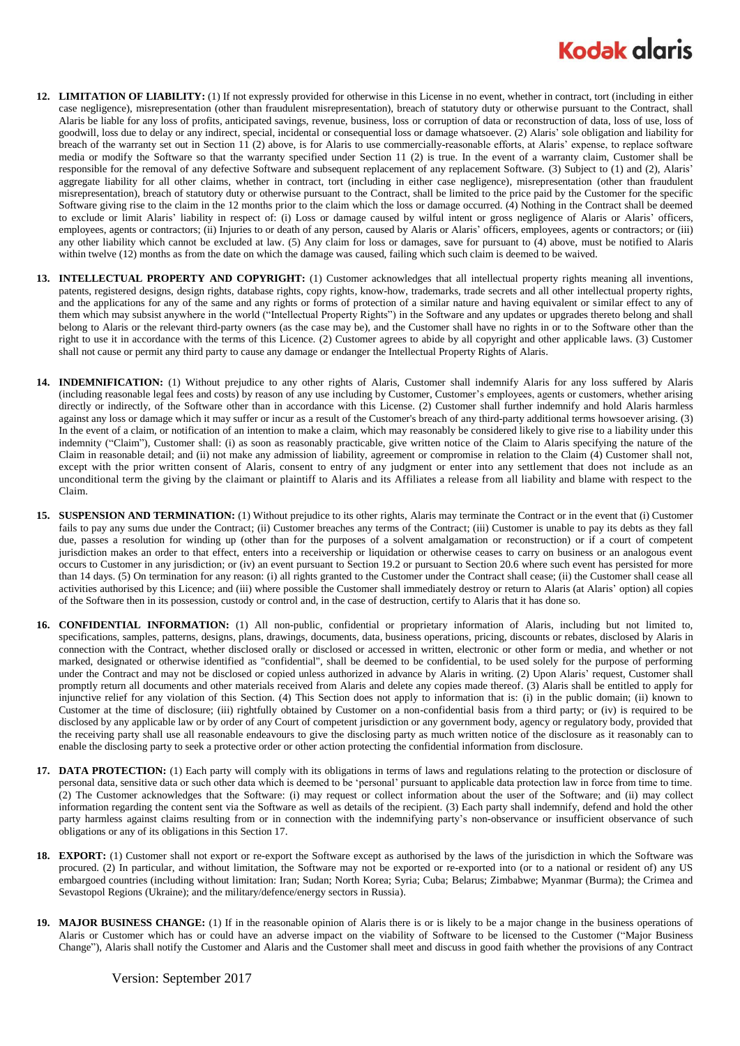12. **LIMITATION OF LIABILITY:** (1) If not expressly provided for otherwise in this License in no event, whether in contract, tort (including in either case negligence), misrepresentation (other than fraudulent misrepresentation), breach of statutory duty or otherwise pursuant to the Contract, shall Alaris be liable for any loss of profits, anticipated savings, revenue, business, loss or corruption of data or reconstruction of data, loss of use, loss of goodwill, loss due to delay or any indirect, special, incidental or consequential loss or damage whatsoever. (2) Alaris' sole obligation and liability for breach of the warranty set out in Section 11 (2) above, is for Alaris to use commercially-reasonable efforts, at Alaris' expense, to replace software media or modify the Software so that the warranty specified under Section 11 (2) is true. In the event of a warranty claim, Customer shall be responsible for the removal of any defective Software and subsequent replacement of any replacement Software. (3) Subject to (1) and (2), Alaris' aggregate liability for all other claims, whether in contract, tort (including in either case negligence), misrepresentation (other than fraudulent misrepresentation), breach of statutory duty or otherwise pursuant to the Contract, shall be limited to the price paid by the Customer for the specific Software giving rise to the claim in the 12 months prior to the claim which the loss or damage occurred. (4) Nothing in the Contract shall be deemed to exclude or limit Alaris' liability in respect of: (i) Loss or damage caused by wilful intent or gross negligence of Alaris or Alaris' officers, employees, agents or contractors; (ii) Injuries to or death of any person, caused by Alaris or Alaris' officers, employees, agents or contractors; or (iii) any other liability which cannot be excluded at law. (5) Any claim for loss or damages, save for pursuant to (4) above, must be notified to Alaris within twelve (12) months as from the date on which the damage was caused, failing which such claim is deemed to be waived.

13. **INTELLECTUAL PROPERTY AND COPYRIGHT:** (1) Customer acknowledges that all intellectual property rights meaning all inventions, patents, registered designs, design rights, database rights, copy rights, know-how, trademarks, trade secrets and all other intellectual property rights, and the applications for any of the same and any rights or forms of protection of a similar nature and having equivalent or similar effect to any of them which may subsist anywhere in the world ("Intellectual Property Rights") in the Software and any updates or upgrades thereto belong and shall belong to Alaris or the relevant third-party owners (as the case may be), and the Customer shall have no rights in or to the Software other than the right to use it in accordance with the terms of this Licence. (2) Customer agrees to abide by all copyright and other applicable laws. (3) Customer shall not cause or permit any third party to cause any damage or endanger the Intellectual Property Rights of Alaris.

14. **INDEMNIFICATION:** (1) Without prejudice to any other rights of Alaris, Customer shall indemnify Alaris for any loss suffered by Alaris (including reasonable legal fees and costs) by reason of any use including by Customer, Customer's employees, agents or customers, whether arising directly or indirectly, of the Software other than in accordance with this License. (2) Customer shall further indemnify and hold Alaris harmless against any loss or damage which it may suffer or incur as a result of the Customer's breach of any third-party additional terms howsoever arising. (3) In the event of a claim, or notification of an intention to make a claim, which may reasonably be considered likely to give rise to a liability under this indemnity ("Claim"), Customer shall: (i) as soon as reasonably practicable, give written notice of the Claim to Alaris specifying the nature of the Claim in reasonable detail; and (ii) not make any admission of liability, agreement or compromise in relation to the Claim (4) Customer shall not, except with the prior written consent of Alaris, consent to entry of any judgment or enter into any settlement that does not include as an unconditional term the giving by the claimant or plaintiff to Alaris and its Affiliates a release from all liability and blame with respect to the Claim.

15. **SUSPENSION AND TERMINATION:** (1) Without prejudice to its other rights, Alaris may terminate the Contract or in the event that (i) Customer fails to pay any sums due under the Contract; (ii) Customer breaches any terms of the Contract; (iii) Customer is unable to pay its debts as they fall due, passes a resolution for winding up (other than for the purposes of a solvent amalgamation or reconstruction) or if a court of competent jurisdiction makes an order to that effect, enters into a receivership or liquidation or otherwise ceases to carry on business or an analogous event occurs to Customer in any jurisdiction; or (iv) an event pursuant to Section 19.2 or pursuant to Section 20.6 where such event has persisted for more than 14 days. (5) On termination for any reason: (i) all rights granted to the Customer under the Contract shall cease; (ii) the Customer shall cease all activities authorised by this Licence; and (iii) where possible the Customer shall immediately destroy or return to Alaris (at Alaris' option) all copies of the Software then in its possession, custody or control and, in the case of destruction, certify to Alaris that it has done so.

16. **CONFIDENTIAL INFORMATION:** (1) All non-public, confidential or proprietary information of Alaris, including but not limited to, specifications, samples, patterns, designs, plans, drawings, documents, data, business operations, pricing, discounts or rebates, disclosed by Alaris in connection with the Contract, whether disclosed orally or disclosed or accessed in written, electronic or other form or media, and whether or not marked, designated or otherwise identified as "confidential", shall be deemed to be confidential, to be used solely for the purpose of performing under the Contract and may not be disclosed or copied unless authorized in advance by Alaris in writing. (2) Upon Alaris' request, Customer shall promptly return all documents and other materials received from Alaris and delete any copies made thereof. (3) Alaris shall be entitled to apply for injunctive relief for any violation of this Section. (4) This Section does not apply to information that is: (i) in the public domain; (ii) known to Customer at the time of disclosure; (iii) rightfully obtained by Customer on a non-confidential basis from a third party; or (iv) is required to be disclosed by any applicable law or by order of any Court of competent jurisdiction or any government body, agency or regulatory body, provided that the receiving party shall use all reasonable endeavours to give the disclosing party as much written notice of the disclosure as it reasonably can to enable the disclosing party to seek a protective order or other action protecting the confidential information from disclosure.

17. **DATA PROTECTION:** (1) Each party will comply with its obligations in terms of laws and regulations relating to the protection or disclosure of personal data, sensitive data or such other data which is deemed to be 'personal' pursuant to applicable data protection law in force from time to time. (2) The Customer acknowledges that the Software: (i) may request or collect information about the user of the Software; and (ii) may collect information regarding the content sent via the Software as well as details of the recipient. (3) Each party shall indemnify, defend and hold the other party harmless against claims resulting from or in connection with the indemnifying party's non-observance or insufficient observance of such obligations or any of its obligations in this Section 17.

18. **EXPORT:** (1) Customer shall not export or re-export the Software except as authorised by the laws of the jurisdiction in which the Software was procured. (2) In particular, and without limitation, the Software may not be exported or re-exported into (or to a national or resident of) any US embargoed countries (including without limitation: Iran; Sudan; North Korea; Syria; Cuba; Belarus; Zimbabwe; Myanmar (Burma); the Crimea and Sevastopol Regions (Ukraine); and the military/defence/energy sectors in Russia).

19. **MAJOR BUSINESS CHANGE:** (1) If in the reasonable opinion of Alaris there is or is likely to be a major change in the business operations of Alaris or Customer which has or could have an adverse impact on the viability of Software to be licensed to the Customer ("Major Business Change"), Alaris shall notify the Customer and Alaris and the Customer shall meet and discuss in good faith whether the provisions of any Contract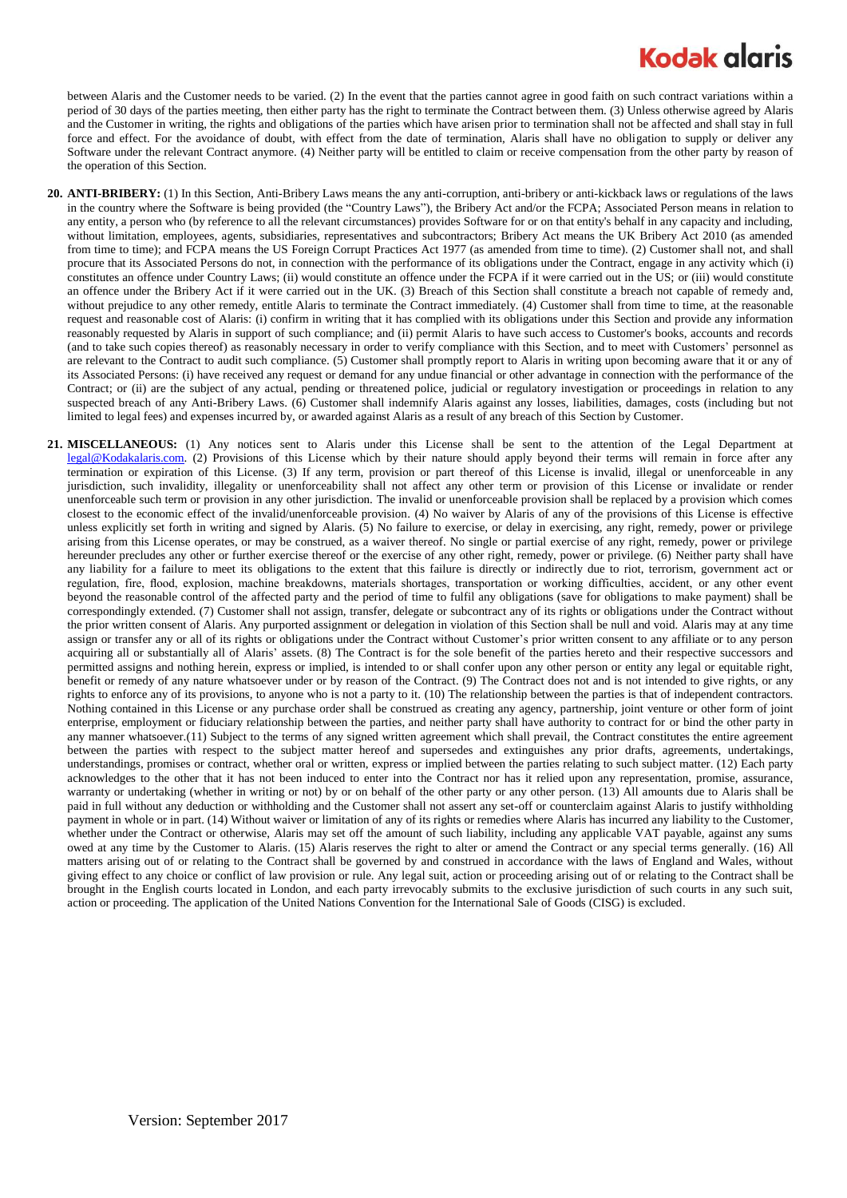between Alaris and the Customer needs to be varied. (2) In the event that the parties cannot agree in good faith on such contract variations within a period of 30 days of the parties meeting, then either party has the right to terminate the Contract between them. (3) Unless otherwise agreed by Alaris and the Customer in writing, the rights and obligations of the parties which have arisen prior to termination shall not be affected and shall stay in full force and effect. For the avoidance of doubt, with effect from the date of termination, Alaris shall have no obligation to supply or deliver any Software under the relevant Contract anymore. (4) Neither party will be entitled to claim or receive compensation from the other party by reason of the operation of this Section.

20. **ANTI-BRIBERY:** (1) In this Section, Anti-Bribery Laws means the any anti-corruption, anti-bribery or anti-kickback laws or regulations of the laws in the country where the Software is being provided (the "Country Laws"), the Bribery Act and/or the FCPA; Associated Person means in relation to any entity, a person who (by reference to all the relevant circumstances) provides Software for or on that entity's behalf in any capacity and including, without limitation, employees, agents, subsidiaries, representatives and subcontractors; Bribery Act means the UK Bribery Act 2010 (as amended from time to time); and FCPA means the US Foreign Corrupt Practices Act 1977 (as amended from time to time). (2) Customer shall not, and shall procure that its Associated Persons do not, in connection with the performance of its obligations under the Contract, engage in any activity which (i) constitutes an offence under Country Laws; (ii) would constitute an offence under the FCPA if it were carried out in the US; or (iii) would constitute an offence under the Bribery Act if it were carried out in the UK. (3) Breach of this Section shall constitute a breach not capable of remedy and, without prejudice to any other remedy, entitle Alaris to terminate the Contract immediately. (4) Customer shall from time to time, at the reasonable request and reasonable cost of Alaris: (i) confirm in writing that it has complied with its obligations under this Section and provide any information reasonably requested by Alaris in support of such compliance; and (ii) permit Alaris to have such access to Customer's books, accounts and records (and to take such copies thereof) as reasonably necessary in order to verify compliance with this Section, and to meet with Customers' personnel as are relevant to the Contract to audit such compliance. (5) Customer shall promptly report to Alaris in writing upon becoming aware that it or any of its Associated Persons: (i) have received any request or demand for any undue financial or other advantage in connection with the performance of the Contract; or (ii) are the subject of any actual, pending or threatened police, judicial or regulatory investigation or proceedings in relation to any suspected breach of any Anti-Bribery Laws. (6) Customer shall indemnify Alaris against any losses, liabilities, damages, costs (including but not limited to legal fees) and expenses incurred by, or awarded against Alaris as a result of any breach of this Section by Customer.

21. **MISCELLANEOUS:** (1) Any notices sent to Alaris under this License shall be sent to the attention of the Legal Department at legal@Kodakalaris.com. (2) Provisions of this License which by their nature should apply beyond their terms will remain in force after any termination or expiration of this License. (3) If any term, provision or part thereof of this License is invalid, illegal or unenforceable in any jurisdiction, such invalidity, illegality or unenforceability shall not affect any other term or provision of this License or invalidate or render unenforceable such term or provision in any other jurisdiction. The invalid or unenforceable provision shall be replaced by a provision which comes closest to the economic effect of the invalid/unenforceable provision. (4) No waiver by Alaris of any of the provisions of this License is effective unless explicitly set forth in writing and signed by Alaris. (5) No failure to exercise, or delay in exercising, any right, remedy, power or privilege arising from this License operates, or may be construed, as a waiver thereof. No single or partial exercise of any right, remedy, power or privilege hereunder precludes any other or further exercise thereof or the exercise of any other right, remedy, power or privilege. (6) Neither party shall have any liability for a failure to meet its obligations to the extent that this failure is directly or indirectly due to riot, terrorism, government act or regulation, fire, flood, explosion, machine breakdowns, materials shortages, transportation or working difficulties, accident, or any other event beyond the reasonable control of the affected party and the period of time to fulfil any obligations (save for obligations to make payment) shall be correspondingly extended. (7) Customer shall not assign, transfer, delegate or subcontract any of its rights or obligations under the Contract without the prior written consent of Alaris. Any purported assignment or delegation in violation of this Section shall be null and void. Alaris may at any time assign or transfer any or all of its rights or obligations under the Contract without Customer's prior written consent to any affiliate or to any person acquiring all or substantially all of Alaris' assets. (8) The Contract is for the sole benefit of the parties hereto and their respective successors and permitted assigns and nothing herein, express or implied, is intended to or shall confer upon any other person or entity any legal or equitable right, benefit or remedy of any nature whatsoever under or by reason of the Contract. (9) The Contract does not and is not intended to give rights, or any rights to enforce any of its provisions, to anyone who is not a party to it. (10) The relationship between the parties is that of independent contractors. Nothing contained in this License or any purchase order shall be construed as creating any agency, partnership, joint venture or other form of joint enterprise, employment or fiduciary relationship between the parties, and neither party shall have authority to contract for or bind the other party in any manner whatsoever.(11) Subject to the terms of any signed written agreement which shall prevail, the Contract constitutes the entire agreement between the parties with respect to the subject matter hereof and supersedes and extinguishes any prior drafts, agreements, undertakings, understandings, promises or contract, whether oral or written, express or implied between the parties relating to such subject matter. (12) Each party acknowledges to the other that it has not been induced to enter into the Contract nor has it relied upon any representation, promise, assurance, warranty or undertaking (whether in writing or not) by or on behalf of the other party or any other person. (13) All amounts due to Alaris shall be paid in full without any deduction or withholding and the Customer shall not assert any set-off or counterclaim against Alaris to justify withholding payment in whole or in part. (14) Without waiver or limitation of any of its rights or remedies where Alaris has incurred any liability to the Customer, whether under the Contract or otherwise, Alaris may set off the amount of such liability, including any applicable VAT payable, against any sums owed at any time by the Customer to Alaris. (15) Alaris reserves the right to alter or amend the Contract or any special terms generally. (16) All matters arising out of or relating to the Contract shall be governed by and construed in accordance with the laws of England and Wales, without giving effect to any choice or conflict of law provision or rule. Any legal suit, action or proceeding arising out of or relating to the Contract shall be brought in the English courts located in London, and each party irrevocably submits to the exclusive jurisdiction of such courts in any such suit, action or proceeding. The application of the United Nations Convention for the International Sale of Goods (CISG) is excluded.

Version: September 2017